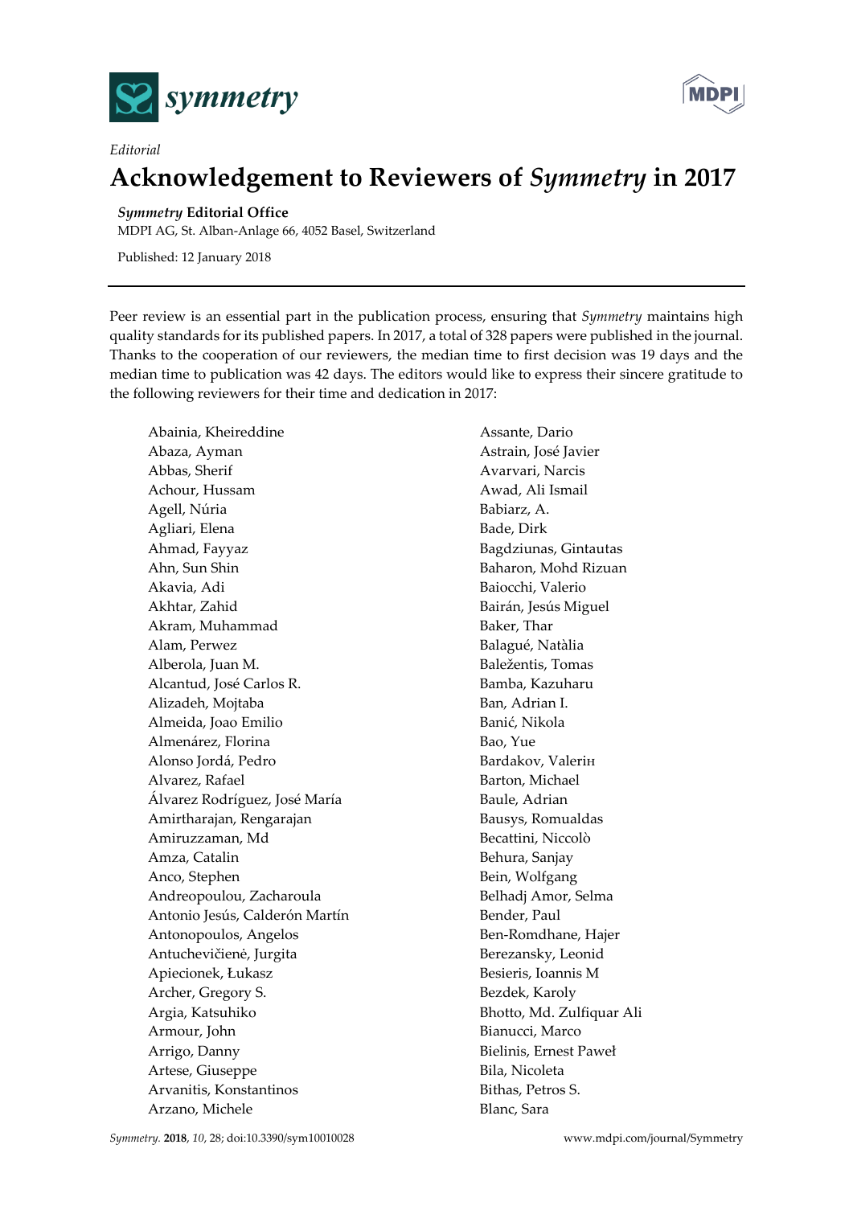*Editorial*

# Acknowledgement to Reviewers of *Symmetry* in 2017

***Symmetry* Editorial Office**

MDPI AG, St. Alban-Anlage 66, 4052 Basel, Switzerland

Published: 12 January 2018

---

Peer review is an essential part in the publication process, ensuring that *Symmetry* maintains high quality standards for its published papers. In 2017, a total of 328 papers were published in the journal. Thanks to the cooperation of our reviewers, the median time to first decision was 19 days and the median time to publication was 42 days. The editors would like to express their sincere gratitude to the following reviewers for their time and dedication in 2017:

Abainia, Kheireddine
Abaza, Ayman
Abbas, Sherif
Achour, Hussam
Agell, Núria
Agliari, Elena
Ahmad, Fayyaz
Ahn, Sun Shin
Akavia, Adi
Akhtar, Zahid
Akram, Muhammad
Alam, Perwez
Alberola, Juan M.
Alcantud, José Carlos R.
Alizadeh, Mojtaba
Almeida, Joao Emilio
Almenárez, Florina
Alonso Jordá, Pedro
Alvarez, Rafael
Álvarez Rodríguez, José María
Amirtharajan, Rengarajan
Amiruzzaman, Md
Amza, Catalin
Anco, Stephen
Andreopoulou, Zacharoula
Antonio Jesús, Calderón Martín
Antonopoulos, Angelos
Antuchevičienė, Jurgita
Apiecionek, Łukasz
Archer, Gregory S.
Argia, Katsuhiko
Armour, John
Arrigo, Danny
Artese, Giuseppe
Arvanitis, Konstantinos
Arzano, Michele
Assante, Dario
Astrain, José Javier
Avarvari, Narcis
Awad, Ali Ismail
Babiarz, A.
Bade, Dirk
Bagdziunas, Gintautas
Baharon, Mohd Rizuan
Baiocchi, Valerio
Bairán, Jesús Miguel
Baker, Thar
Balagué, Natàlia
Baležentis, Tomas
Bamba, Kazuharu
Ban, Adrian I.
Banić, Nikola
Bao, Yue
Bardakov, Valerин
Barton, Michael
Baule, Adrian
Bausys, Romualdas
Becattini, Niccolò
Behura, Sanjay
Bein, Wolfgang
Belhadj Amor, Selma
Bender, Paul
Ben-Romdhane, Hajer
Berezansky, Leonid
Besieris, Ioannis M
Bezdek, Karoly
Bhotto, Md. Zulfiquar Ali
Bianucci, Marco
Bielinis, Ernest Paweł
Bila, Nicoleta
Bithas, Petros S.
Blanc, Sara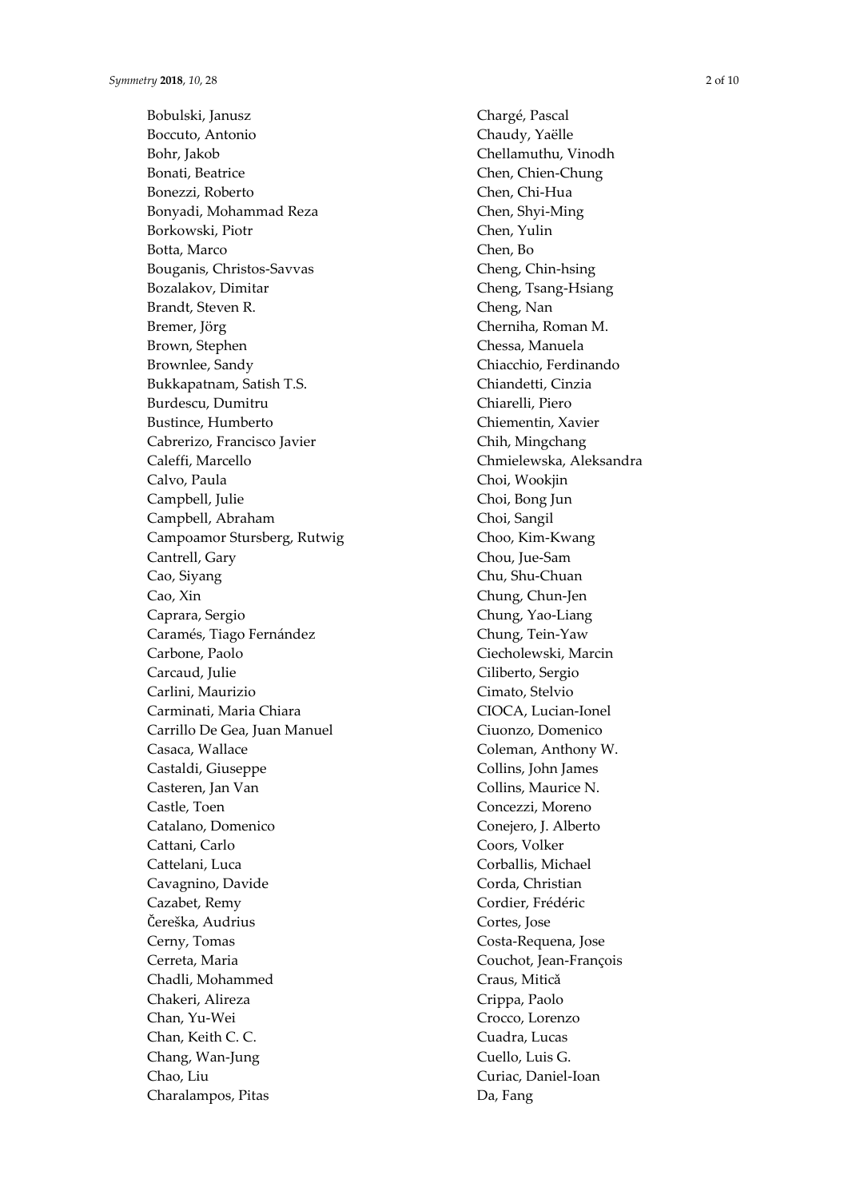Bobulski, Janusz
Boccuto, Antonio
Bohr, Jakob
Bonati, Beatrice
Bonezzi, Roberto
Bonyadi, Mohammad Reza
Borkowski, Piotr
Botta, Marco
Bouganis, Christos-Savvas
Bozalakov, Dimitar
Brandt, Steven R.
Bremer, Jörg
Brown, Stephen
Brownlee, Sandy
Bukkapatnam, Satish T.S.
Burdescu, Dumitru
Bustince, Humberto
Cabrerizo, Francisco Javier
Caleffi, Marcello
Calvo, Paula
Campbell, Julie
Campbell, Abraham
Campoamor Stursberg, Rutwig
Cantrell, Gary
Cao, Siyang
Cao, Xin
Caprara, Sergio
Caramés, Tiago Fernández
Carbone, Paolo
Carcaud, Julie
Carlini, Maurizio
Carminati, Maria Chiara
Carrillo De Gea, Juan Manuel
Casaca, Wallace
Castaldi, Giuseppe
Casteren, Jan Van
Castle, Toen
Catalano, Domenico
Cattani, Carlo
Cattelani, Luca
Cavagnino, Davide
Cazabet, Remy
Čereška, Audrius
Cerny, Tomas
Cerreta, Maria
Chadli, Mohammed
Chakeri, Alireza
Chan, Yu-Wei
Chan, Keith C. C.
Chang, Wan-Jung
Chao, Liu
Charalampos, Pitas
Chargé, Pascal
Chaudy, Yaëlle
Chellamuthu, Vinodh
Chen, Chien-Chung
Chen, Chi-Hua
Chen, Shyi-Ming
Chen, Yulin
Chen, Bo
Cheng, Chin-hsing
Cheng, Tsang-Hsiang
Cheng, Nan
Cherniha, Roman M.
Chessa, Manuela
Chiacchio, Ferdinando
Chiandetti, Cinzia
Chiarelli, Piero
Chiementin, Xavier
Chih, Mingchang
Chmielewska, Aleksandra
Choi, Wookjin
Choi, Bong Jun
Choi, Sangil
Choo, Kim-Kwang
Chou, Jue-Sam
Chu, Shu-Chuan
Chung, Chun-Jen
Chung, Yao-Liang
Chung, Tein-Yaw
Ciecholewski, Marcin
Ciliberto, Sergio
Cimato, Stelvio
CIOCA, Lucian-Ionel
Ciuonzo, Domenico
Coleman, Anthony W.
Collins, John James
Collins, Maurice N.
Concezzi, Moreno
Conejero, J. Alberto
Coors, Volker
Corballis, Michael
Corda, Christian
Cordier, Frédéric
Cortes, Jose
Costa-Requena, Jose
Couchot, Jean-François
Craus, Mitică
Crippa, Paolo
Crocco, Lorenzo
Cuadra, Lucas
Cuello, Luis G.
Curiac, Daniel-Ioan
Da, Fang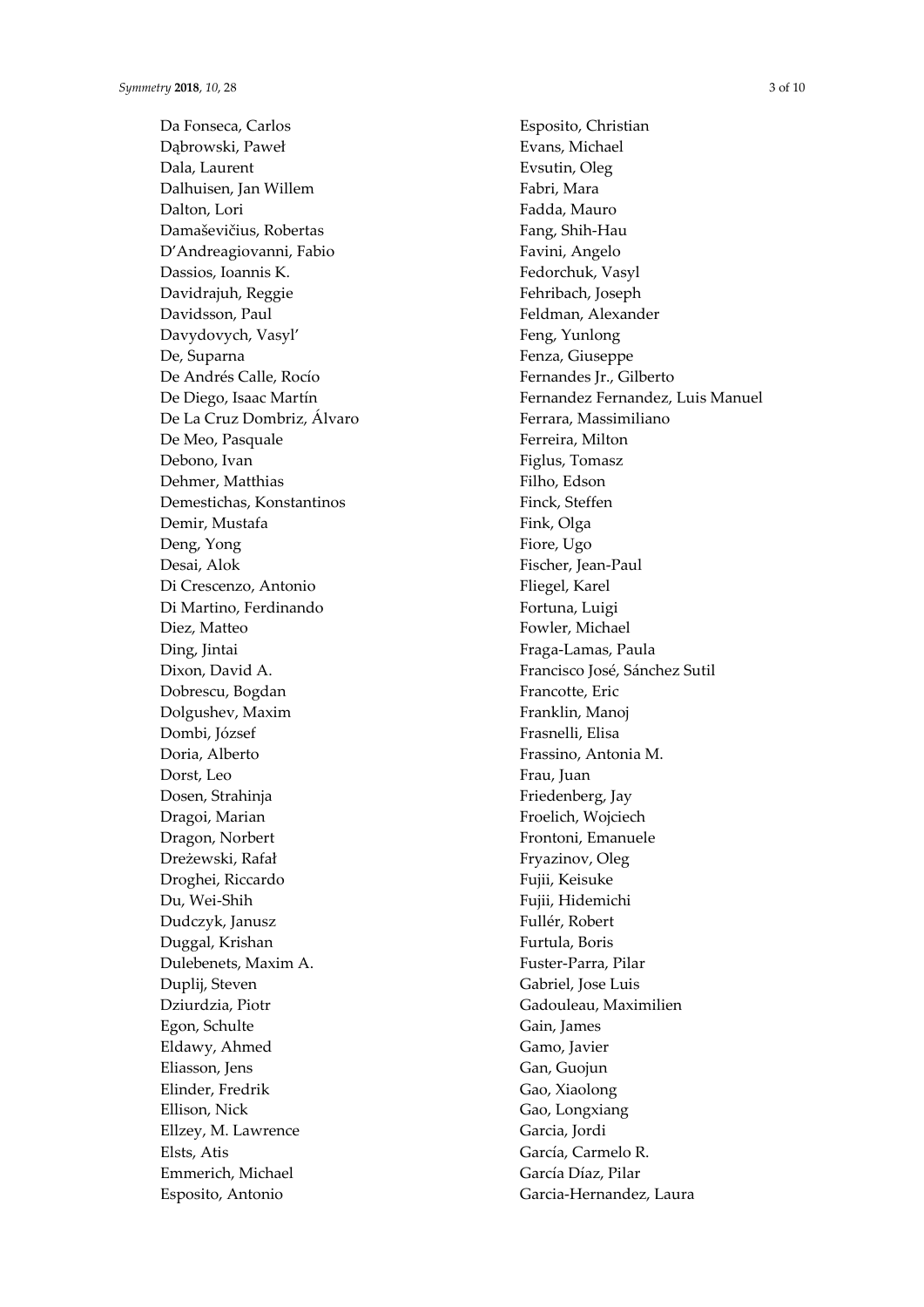Da Fonseca, Carlos
Dąbrowski, Paweł
Dala, Laurent
Dalhuisen, Jan Willem
Dalton, Lori
Damaševičius, Robertas
D'Andreagiovanni, Fabio
Dassios, Ioannis K.
Davidrajuh, Reggie
Davidsson, Paul
Davydovych, Vasyl'
De, Suparna
De Andrés Calle, Rocío
De Diego, Isaac Martín
De La Cruz Dombriz, Álvaro
De Meo, Pasquale
Debono, Ivan
Dehmer, Matthias
Demestichas, Konstantinos
Demir, Mustafa
Deng, Yong
Desai, Alok
Di Crescenzo, Antonio
Di Martino, Ferdinando
Diez, Matteo
Ding, Jintai
Dixon, David A.
Dobrescu, Bogdan
Dolgushev, Maxim
Dombi, József
Doria, Alberto
Dorst, Leo
Dosen, Strahinja
Dragoi, Marian
Dragon, Norbert
Dreżewski, Rafał
Droghei, Riccardo
Du, Wei-Shih
Dudczyk, Janusz
Duggal, Krishan
Dulebenets, Maxim A.
Duplij, Steven
Dziurdzia, Piotr
Egon, Schulte
Eldawy, Ahmed
Eliasson, Jens
Elinder, Fredrik
Ellison, Nick
Ellzey, M. Lawrence
Elsts, Atis
Emmerich, Michael
Esposito, Antonio
Esposito, Christian
Evans, Michael
Evsutin, Oleg
Fabri, Mara
Fadda, Mauro
Fang, Shih-Hau
Favini, Angelo
Fedorchuk, Vasyl
Fehribach, Joseph
Feldman, Alexander
Feng, Yunlong
Fenza, Giuseppe
Fernandes Jr., Gilberto
Fernandez Fernandez, Luis Manuel
Ferrara, Massimiliano
Ferreira, Milton
Figlus, Tomasz
Filho, Edson
Finck, Steffen
Fink, Olga
Fiore, Ugo
Fischer, Jean-Paul
Fliegel, Karel
Fortuna, Luigi
Fowler, Michael
Fraga-Lamas, Paula
Francisco José, Sánchez Sutil
Francotte, Eric
Franklin, Manoj
Frasnelli, Elisa
Frassino, Antonia M.
Frau, Juan
Friedenberg, Jay
Froelich, Wojciech
Frontoni, Emanuele
Fryazinov, Oleg
Fujii, Keisuke
Fujii, Hidemichi
Fullér, Robert
Furtula, Boris
Fuster-Parra, Pilar
Gabriel, Jose Luis
Gadouleau, Maximilien
Gain, James
Gamo, Javier
Gan, Guojun
Gao, Xiaolong
Gao, Longxiang
Garcia, Jordi
García, Carmelo R.
García Díaz, Pilar
Garcia-Hernandez, Laura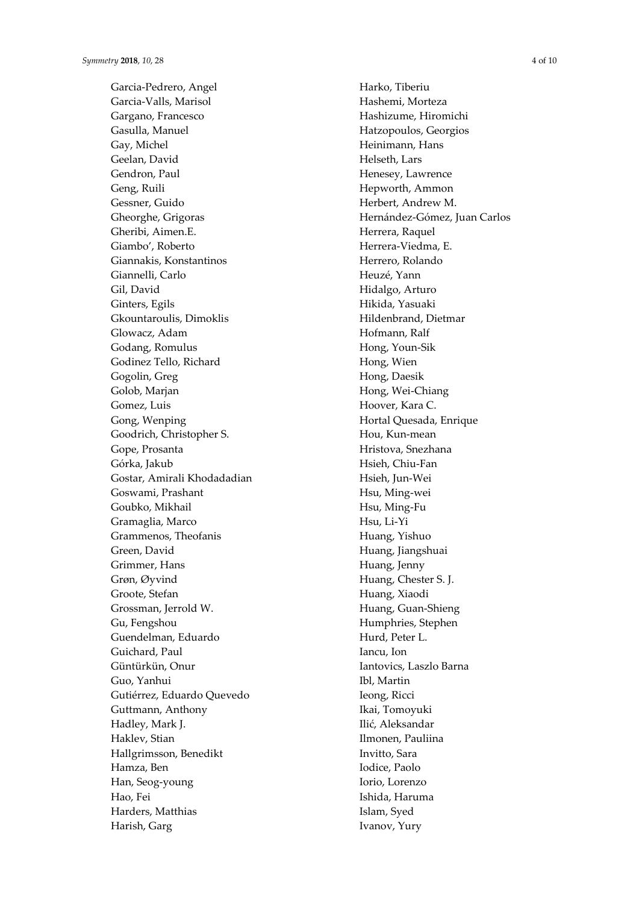Garcia-Pedrero, Angel
Garcia-Valls, Marisol
Gargano, Francesco
Gasulla, Manuel
Gay, Michel
Geelan, David
Gendron, Paul
Geng, Ruili
Gessner, Guido
Gheorghe, Grigoras
Gheribi, Aimen.E.
Giambo', Roberto
Giannakis, Konstantinos
Giannelli, Carlo
Gil, David
Ginters, Egils
Gkountaroulis, Dimoklis
Glowacz, Adam
Godang, Romulus
Godinez Tello, Richard
Gogolin, Greg
Golob, Marjan
Gomez, Luis
Gong, Wenping
Goodrich, Christopher S.
Gope, Prosanta
Górka, Jakub
Gostar, Amirali Khodadadian
Goswami, Prashant
Goubko, Mikhail
Gramaglia, Marco
Grammenos, Theofanis
Green, David
Grimmer, Hans
Grøn, Øyvind
Groote, Stefan
Grossman, Jerrold W.
Gu, Fengshou
Guendelman, Eduardo
Guichard, Paul
Güntürkün, Onur
Guo, Yanhui
Gutiérrez, Eduardo Quevedo
Guttmann, Anthony
Hadley, Mark J.
Haklev, Stian
Hallgrimsson, Benedikt
Hamza, Ben
Han, Seog-young
Hao, Fei
Harders, Matthias
Harish, Garg
Harko, Tiberiu
Hashemi, Morteza
Hashizume, Hiromichi
Hatzopoulos, Georgios
Heinimann, Hans
Helseth, Lars
Henesey, Lawrence
Hepworth, Ammon
Herbert, Andrew M.
Hernández-Gómez, Juan Carlos
Herrera, Raquel
Herrera-Viedma, E.
Herrero, Rolando
Heuzé, Yann
Hidalgo, Arturo
Hikida, Yasuaki
Hildenbrand, Dietmar
Hofmann, Ralf
Hong, Youn-Sik
Hong, Wien
Hong, Daesik
Hong, Wei-Chiang
Hoover, Kara C.
Hortal Quesada, Enrique
Hou, Kun-mean
Hristova, Snezhana
Hsieh, Chiu-Fan
Hsieh, Jun-Wei
Hsu, Ming-wei
Hsu, Ming-Fu
Hsu, Li-Yi
Huang, Yishuo
Huang, Jiangshuai
Huang, Jenny
Huang, Chester S. J.
Huang, Xiaodi
Huang, Guan-Shieng
Humphries, Stephen
Hurd, Peter L.
Iancu, Ion
Iantovics, Laszlo Barna
Ibl, Martin
Ieong, Ricci
Ikai, Tomoyuki
Ilić, Aleksandar
Ilmonen, Pauliina
Invitto, Sara
Iodice, Paolo
Iorio, Lorenzo
Ishida, Haruma
Islam, Syed
Ivanov, Yury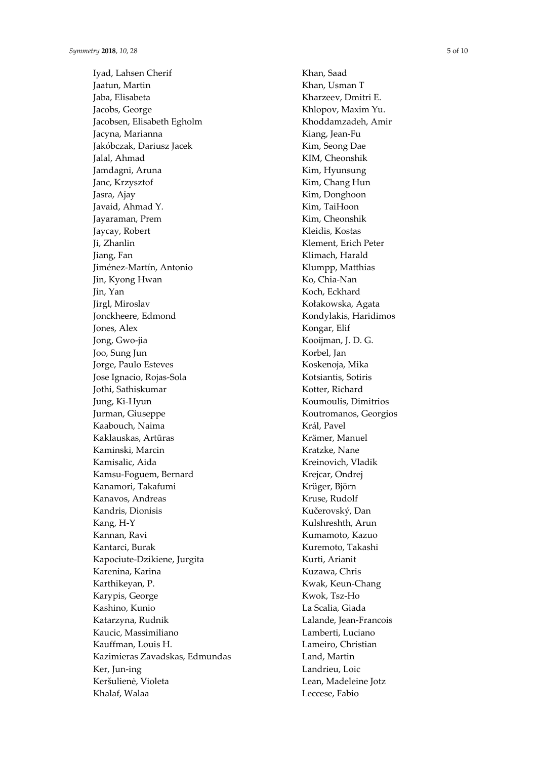Iyad, Lahsen Cherif
Jaatun, Martin
Jaba, Elisabeta
Jacobs, George
Jacobsen, Elisabeth Egholm
Jacyna, Marianna
Jakóbczak, Dariusz Jacek
Jalal, Ahmad
Jamdagni, Aruna
Janc, Krzysztof
Jasra, Ajay
Javaid, Ahmad Y.
Jayaraman, Prem
Jaycay, Robert
Ji, Zhanlin
Jiang, Fan
Jiménez-Martín, Antonio
Jin, Kyong Hwan
Jin, Yan
Jirgl, Miroslav
Jonckheere, Edmond
Jones, Alex
Jong, Gwo-jia
Joo, Sung Jun
Jorge, Paulo Esteves
Jose Ignacio, Rojas-Sola
Jothi, Sathiskumar
Jung, Ki-Hyun
Jurman, Giuseppe
Kaabouch, Naima
Kaklauskas, Artūras
Kaminski, Marcin
Kamisalic, Aida
Kamsu-Foguem, Bernard
Kanamori, Takafumi
Kanavos, Andreas
Kandris, Dionisis
Kang, H-Y
Kannan, Ravi
Kantarci, Burak
Kapociute-Dzikiene, Jurgita
Karenina, Karina
Karthikeyan, P.
Karypis, George
Kashino, Kunio
Katarzyna, Rudnik
Kaucic, Massimiliano
Kauffman, Louis H.
Kazimieras Zavadskas, Edmundas
Ker, Jun-ing
Keršulienė, Violeta
Khalaf, Walaa
Khan, Saad
Khan, Usman T
Kharzeev, Dmitri E.
Khlopov, Maxim Yu.
Khoddamzadeh, Amir
Kiang, Jean-Fu
Kim, Seong Dae
KIM, Cheonshik
Kim, Hyunsung
Kim, Chang Hun
Kim, Donghoon
Kim, TaiHoon
Kim, Cheonshik
Kleidis, Kostas
Klement, Erich Peter
Klimach, Harald
Klumpp, Matthias
Ko, Chia-Nan
Koch, Eckhard
Kołakowska, Agata
Kondylakis, Haridimos
Kongar, Elif
Kooijman, J. D. G.
Korbel, Jan
Koskenoja, Mika
Kotsiantis, Sotiris
Kotter, Richard
Koumoulis, Dimitrios
Koutromanos, Georgios
Král, Pavel
Krämer, Manuel
Kratzke, Nane
Kreinovich, Vladik
Krejcar, Ondrej
Krüger, Björn
Kruse, Rudolf
Kučerovský, Dan
Kulshreshth, Arun
Kumamoto, Kazuo
Kuremoto, Takashi
Kurti, Arianit
Kuzawa, Chris
Kwak, Keun-Chang
Kwok, Tsz-Ho
La Scalia, Giada
Lalande, Jean-Francois
Lamberti, Luciano
Lameiro, Christian
Land, Martin
Landrieu, Loic
Lean, Madeleine Jotz
Leccese, Fabio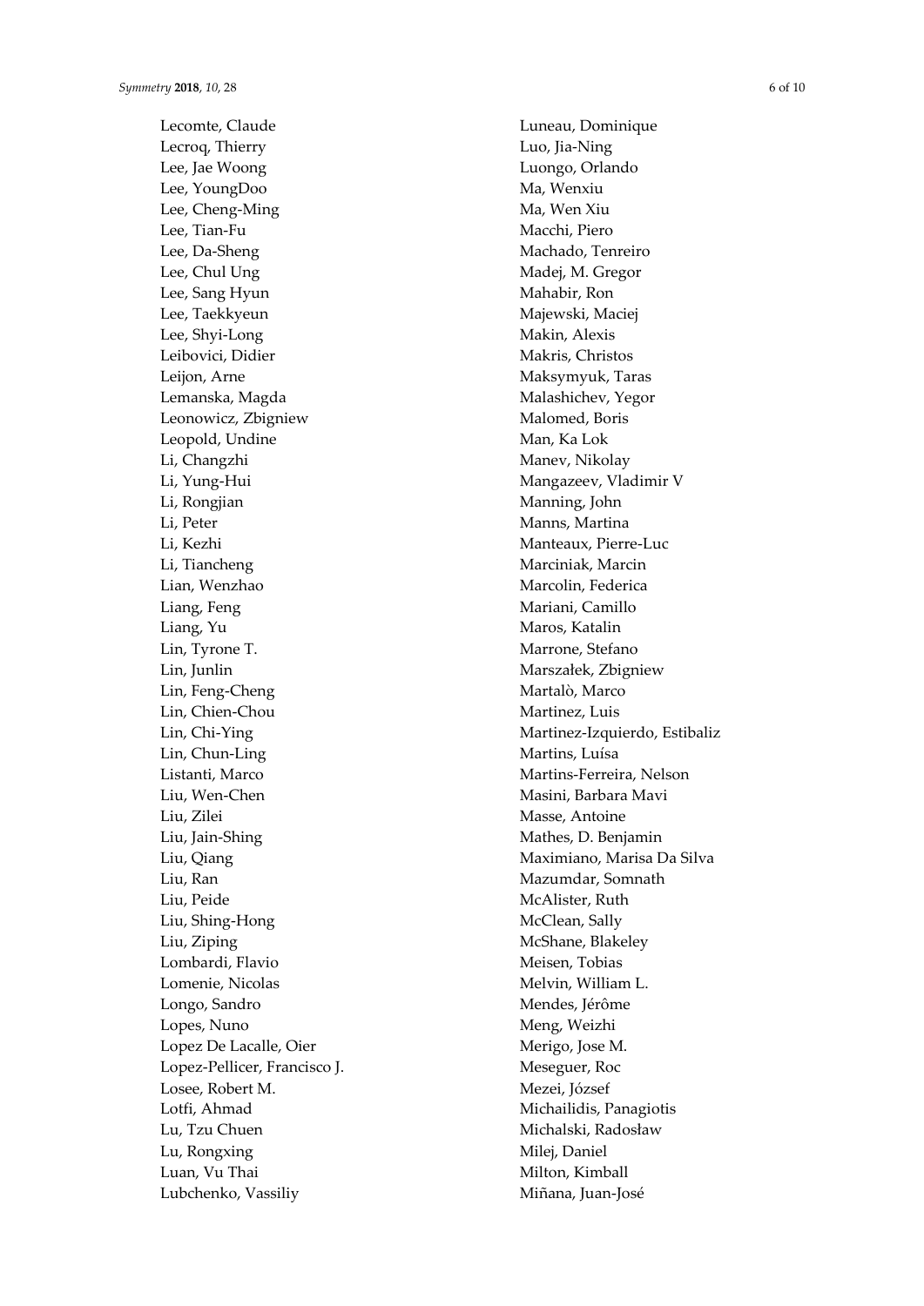Lecomte, Claude
Lecroq, Thierry
Lee, Jae Woong
Lee, YoungDoo
Lee, Cheng-Ming
Lee, Tian-Fu
Lee, Da-Sheng
Lee, Chul Ung
Lee, Sang Hyun
Lee, Taekkyeun
Lee, Shyi-Long
Leibovici, Didier
Leijon, Arne
Lemanska, Magda
Leonowicz, Zbigniew
Leopold, Undine
Li, Changzhi
Li, Yung-Hui
Li, Rongjian
Li, Peter
Li, Kezhi
Li, Tiancheng
Lian, Wenzhao
Liang, Feng
Liang, Yu
Lin, Tyrone T.
Lin, Junlin
Lin, Feng-Cheng
Lin, Chien-Chou
Lin, Chi-Ying
Lin, Chun-Ling
Listanti, Marco
Liu, Wen-Chen
Liu, Zilei
Liu, Jain-Shing
Liu, Qiang
Liu, Ran
Liu, Peide
Liu, Shing-Hong
Liu, Ziping
Lombardi, Flavio
Lomenie, Nicolas
Longo, Sandro
Lopes, Nuno
Lopez De Lacalle, Oier
Lopez-Pellicer, Francisco J.
Losee, Robert M.
Lotfi, Ahmad
Lu, Tzu Chuen
Lu, Rongxing
Luan, Vu Thai
Lubchenko, Vassiliy
Luneau, Dominique
Luo, Jia-Ning
Luongo, Orlando
Ma, Wenxiu
Ma, Wen Xiu
Macchi, Piero
Machado, Tenreiro
Madej, M. Gregor
Mahabir, Ron
Majewski, Maciej
Makin, Alexis
Makris, Christos
Maksymyuk, Taras
Malashichev, Yegor
Malomed, Boris
Man, Ka Lok
Manev, Nikolay
Mangazeev, Vladimir V
Manning, John
Manns, Martina
Manteaux, Pierre-Luc
Marciniak, Marcin
Marcolin, Federica
Mariani, Camillo
Maros, Katalin
Marrone, Stefano
Marszałek, Zbigniew
Martalò, Marco
Martinez, Luis
Martinez-Izquierdo, Estibaliz
Martins, Luísa
Martins-Ferreira, Nelson
Masini, Barbara Mavi
Masse, Antoine
Mathes, D. Benjamin
Maximiano, Marisa Da Silva
Mazumdar, Somnath
McAlister, Ruth
McClean, Sally
McShane, Blakeley
Meisen, Tobias
Melvin, William L.
Mendes, Jérôme
Meng, Weizhi
Merigo, Jose M.
Meseguer, Roc
Mezei, József
Michailidis, Panagiotis
Michalski, Radosław
Milej, Daniel
Milton, Kimball
Miñana, Juan-José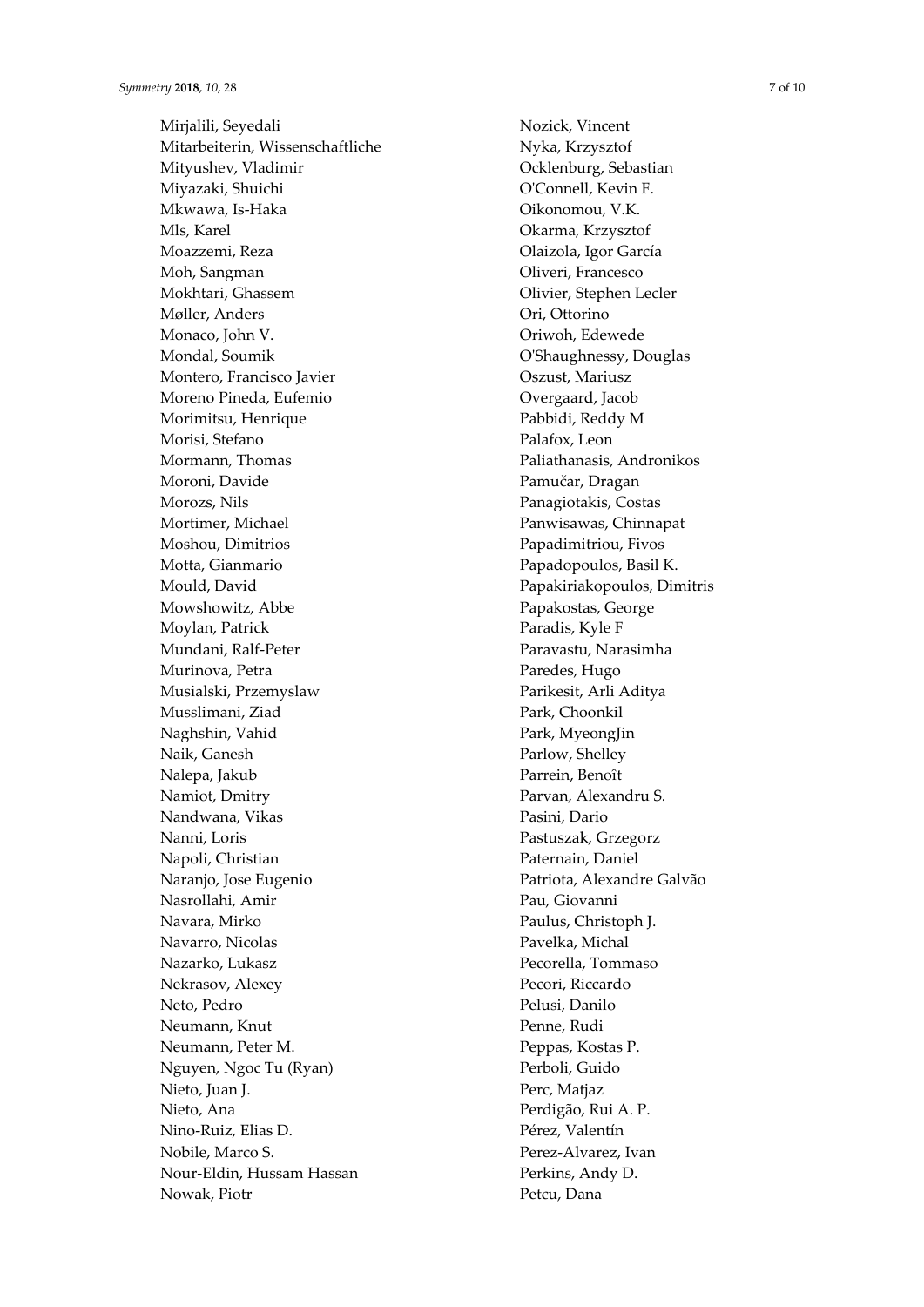Mirjalili, Seyedali
Mitarbeiterin, Wissenschaftliche
Mityushev, Vladimir
Miyazaki, Shuichi
Mkwawa, Is-Haka
Mls, Karel
Moazzemi, Reza
Moh, Sangman
Mokhtari, Ghassem
Møller, Anders
Monaco, John V.
Mondal, Soumik
Montero, Francisco Javier
Moreno Pineda, Eufemio
Morimitsu, Henrique
Morisi, Stefano
Mormann, Thomas
Moroni, Davide
Morozs, Nils
Mortimer, Michael
Moshou, Dimitrios
Motta, Gianmario
Mould, David
Mowshowitz, Abbe
Moylan, Patrick
Mundani, Ralf-Peter
Murinova, Petra
Musialski, Przemyslaw
Musslimani, Ziad
Naghshin, Vahid
Naik, Ganesh
Nalepa, Jakub
Namiot, Dmitry
Nandwana, Vikas
Nanni, Loris
Napoli, Christian
Naranjo, Jose Eugenio
Nasrollahi, Amir
Navara, Mirko
Navarro, Nicolas
Nazarko, Lukasz
Nekrasov, Alexey
Neto, Pedro
Neumann, Knut
Neumann, Peter M.
Nguyen, Ngoc Tu (Ryan)
Nieto, Juan J.
Nieto, Ana
Nino-Ruiz, Elias D.
Nobile, Marco S.
Nour-Eldin, Hussam Hassan
Nowak, Piotr
Nozick, Vincent
Nyka, Krzysztof
Ocklenburg, Sebastian
O'Connell, Kevin F.
Oikonomou, V.K.
Okarma, Krzysztof
Olaizola, Igor García
Oliveri, Francesco
Olivier, Stephen Lecler
Ori, Ottorino
Oriwoh, Edewede
O'Shaughnessy, Douglas
Oszust, Mariusz
Overgaard, Jacob
Pabbidi, Reddy M
Palafox, Leon
Paliathanasis, Andronikos
Pamučar, Dragan
Panagiotakis, Costas
Panwisawas, Chinnapat
Papadimitriou, Fivos
Papadopoulos, Basil K.
Papakiriakopoulos, Dimitris
Papakostas, George
Paradis, Kyle F
Paravastu, Narasimha
Paredes, Hugo
Parikesit, Arli Aditya
Park, Choonkil
Park, MyeongJin
Parlow, Shelley
Parrein, Benoît
Parvan, Alexandru S.
Pasini, Dario
Pastuszak, Grzegorz
Paternain, Daniel
Patriota, Alexandre Galvão
Pau, Giovanni
Paulus, Christoph J.
Pavelka, Michal
Pecorella, Tommaso
Pecori, Riccardo
Pelusi, Danilo
Penne, Rudi
Peppas, Kostas P.
Perboli, Guido
Perc, Matjaz
Perdigão, Rui A. P.
Pérez, Valentín
Perez-Alvarez, Ivan
Perkins, Andy D.
Petcu, Dana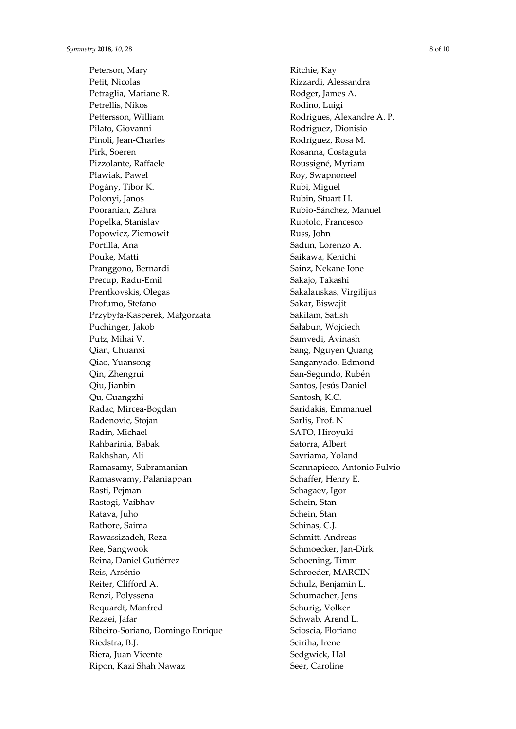Peterson, Mary
Petit, Nicolas
Petraglia, Mariane R.
Petrellis, Nikos
Pettersson, William
Pilato, Giovanni
Pinoli, Jean-Charles
Pirk, Soeren
Pizzolante, Raffaele
Pławiak, Paweł
Pogány, Tibor K.
Polonyi, Janos
Pooranian, Zahra
Popelka, Stanislav
Popowicz, Ziemowit
Portilla, Ana
Pouke, Matti
Pranggono, Bernardi
Precup, Radu-Emil
Prentkovskis, Olegas
Profumo, Stefano
Przybyła-Kasperek, Małgorzata
Puchinger, Jakob
Putz, Mihai V.
Qian, Chuanxi
Qiao, Yuansong
Qin, Zhengrui
Qiu, Jianbin
Qu, Guangzhi
Radac, Mircea-Bogdan
Radenovic, Stojan
Radin, Michael
Rahbarinia, Babak
Rakhshan, Ali
Ramasamy, Subramanian
Ramaswamy, Palaniappan
Rasti, Pejman
Rastogi, Vaibhav
Ratava, Juho
Rathore, Saima
Rawassizadeh, Reza
Ree, Sangwook
Reina, Daniel Gutiérrez
Reis, Arsénio
Reiter, Clifford A.
Renzi, Polyssena
Requardt, Manfred
Rezaei, Jafar
Ribeiro-Soriano, Domingo Enrique
Riedstra, B.J.
Riera, Juan Vicente
Ripon, Kazi Shah Nawaz
Ritchie, Kay
Rizzardi, Alessandra
Rodger, James A.
Rodino, Luigi
Rodrigues, Alexandre A. P.
Rodriguez, Dionisio
Rodríguez, Rosa M.
Rosanna, Costaguta
Roussigné, Myriam
Roy, Swapnoneel
Rubi, Miguel
Rubin, Stuart H.
Rubio-Sánchez, Manuel
Ruotolo, Francesco
Russ, John
Sadun, Lorenzo A.
Saikawa, Kenichi
Sainz, Nekane Ione
Sakajo, Takashi
Sakalauskas, Virgilijus
Sakar, Biswajit
Sakilam, Satish
Sałabun, Wojciech
Samvedi, Avinash
Sang, Nguyen Quang
Sanganyado, Edmond
San-Segundo, Rubén
Santos, Jesús Daniel
Santosh, K.C.
Saridakis, Emmanuel
Sarlis, Prof. N
SATO, Hiroyuki
Satorra, Albert
Savriama, Yoland
Scannapieco, Antonio Fulvio
Schaffer, Henry E.
Schagaev, Igor
Schein, Stan
Schein, Stan
Schinas, C.J.
Schmitt, Andreas
Schmoecker, Jan-Dirk
Schoening, Timm
Schroeder, MARCIN
Schulz, Benjamin L.
Schumacher, Jens
Schurig, Volker
Schwab, Arend L.
Scioscia, Floriano
Sciriha, Irene
Sedgwick, Hal
Seer, Caroline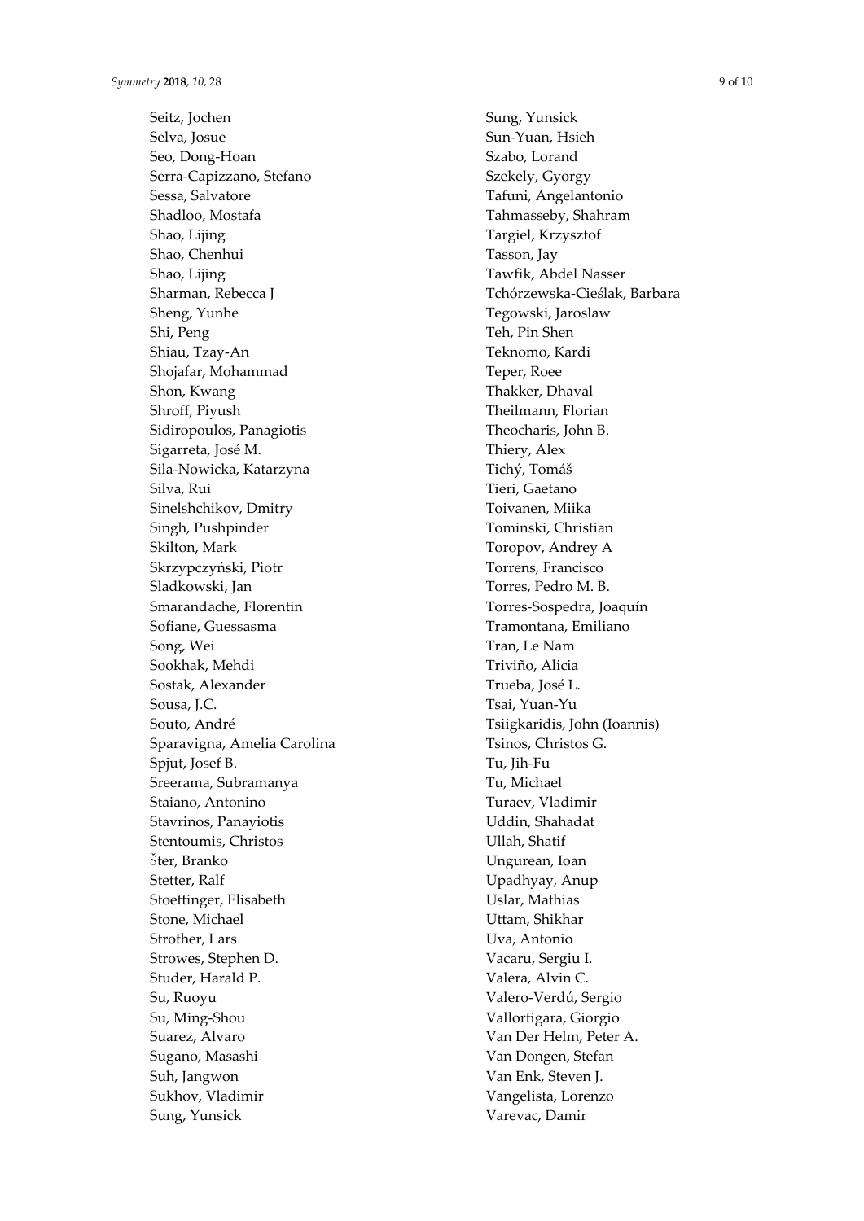Seitz, Jochen
Selva, Josue
Seo, Dong-Hoan
Serra-Capizzano, Stefano
Sessa, Salvatore
Shadloo, Mostafa
Shao, Lijing
Shao, Chenhui
Shao, Lijing
Sharman, Rebecca J
Sheng, Yunhe
Shi, Peng
Shiau, Tzay-An
Shojafar, Mohammad
Shon, Kwang
Shroff, Piyush
Sidiropoulos, Panagiotis
Sigarreta, José M.
Sila-Nowicka, Katarzyna
Silva, Rui
Sinelshchikov, Dmitry
Singh, Pushpinder
Skilton, Mark
Skrzypczyński, Piotr
Sladkowski, Jan
Smarandache, Florentin
Sofiane, Guessasma
Song, Wei
Sookhak, Mehdi
Sostak, Alexander
Sousa, J.C.
Souto, André
Sparavigna, Amelia Carolina
Spjut, Josef B.
Sreerama, Subramanya
Staiano, Antonino
Stavrinos, Panayiotis
Stentoumis, Christos
Šter, Branko
Stetter, Ralf
Stoettinger, Elisabeth
Stone, Michael
Strother, Lars
Strowes, Stephen D.
Studer, Harald P.
Su, Ruoyu
Su, Ming-Shou
Suarez, Alvaro
Sugano, Masashi
Suh, Jangwon
Sukhov, Vladimir
Sung, Yunsick
Sung, Yunsick
Sun-Yuan, Hsieh
Szabo, Lorand
Szekely, Gyorgy
Tafuni, Angelantonio
Tahmasseby, Shahram
Targiel, Krzysztof
Tasson, Jay
Tawfik, Abdel Nasser
Tchórzewska-Cieślak, Barbara
Tegowski, Jaroslaw
Teh, Pin Shen
Teknomo, Kardi
Teper, Roee
Thakker, Dhaval
Theilmann, Florian
Theocharis, John B.
Thiery, Alex
Tichý, Tomáš
Tieri, Gaetano
Toivanen, Miika
Tominski, Christian
Toropov, Andrey A
Torrens, Francisco
Torres, Pedro M. B.
Torres-Sospedra, Joaquín
Tramontana, Emiliano
Tran, Le Nam
Triviño, Alicia
Trueba, José L.
Tsai, Yuan-Yu
Tsiigkaridis, John (Ioannis)
Tsinos, Christos G.
Tu, Jih-Fu
Tu, Michael
Turaev, Vladimir
Uddin, Shahadat
Ullah, Shatif
Ungurean, Ioan
Upadhyay, Anup
Uslar, Mathias
Uttam, Shikhar
Uva, Antonio
Vacaru, Sergiu I.
Valera, Alvin C.
Valero-Verdú, Sergio
Vallortigara, Giorgio
Van Der Helm, Peter A.
Van Dongen, Stefan
Van Enk, Steven J.
Vangelista, Lorenzo
Varevac, Damir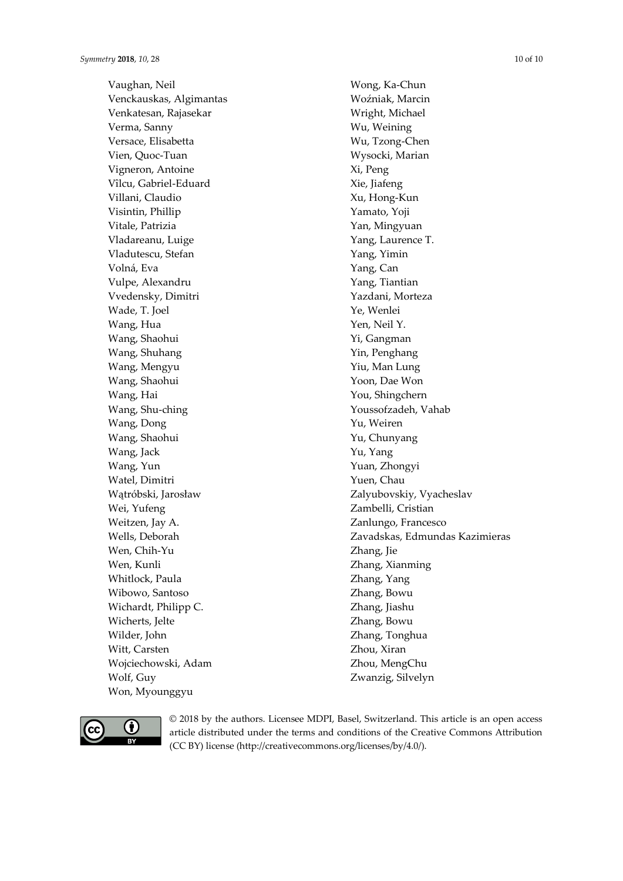Vaughan, Neil
Venckauskas, Algimantas
Venkatesan, Rajasekar
Verma, Sanny
Versace, Elisabetta
Vien, Quoc-Tuan
Vigneron, Antoine
Vîlcu, Gabriel-Eduard
Villani, Claudio
Visintin, Phillip
Vitale, Patrizia
Vladareanu, Luige
Vladutescu, Stefan
Volná, Eva
Vulpe, Alexandru
Vvedensky, Dimitri
Wade, T. Joel
Wang, Hua
Wang, Shaohui
Wang, Shuhang
Wang, Mengyu
Wang, Shaohui
Wang, Hai
Wang, Shu-ching
Wang, Dong
Wang, Shaohui
Wang, Jack
Wang, Yun
Watel, Dimitri
Wątróbski, Jarosław
Wei, Yufeng
Weitzen, Jay A.
Wells, Deborah
Wen, Chih-Yu
Wen, Kunli
Whitlock, Paula
Wibowo, Santoso
Wichardt, Philipp C.
Wicherts, Jelte
Wilder, John
Witt, Carsten
Wojciechowski, Adam
Wolf, Guy
Won, Myounggyu
Wong, Ka-Chun
Woźniak, Marcin
Wright, Michael
Wu, Weining
Wu, Tzong-Chen
Wysocki, Marian
Xi, Peng
Xie, Jiafeng
Xu, Hong-Kun
Yamato, Yoji
Yan, Mingyuan
Yang, Laurence T.
Yang, Yimin
Yang, Can
Yang, Tiantian
Yazdani, Morteza
Ye, Wenlei
Yen, Neil Y.
Yi, Gangman
Yin, Penghang
Yiu, Man Lung
Yoon, Dae Won
You, Shingchern
Youssofzadeh, Vahab
Yu, Weiren
Yu, Chunyang
Yu, Yang
Yuan, Zhongyi
Yuen, Chau
Zalyubovskiy, Vyacheslav
Zambelli, Cristian
Zanlungo, Francesco
Zavadskas, Edmundas Kazimieras
Zhang, Jie
Zhang, Xianming
Zhang, Yang
Zhang, Bowu
Zhang, Jiashu
Zhang, Bowu
Zhang, Tonghua
Zhou, Xiran
Zhou, MengChu
Zwanzig, Silvelyn

© 2018 by the authors. Licensee MDPI, Basel, Switzerland. This article is an open access article distributed under the terms and conditions of the Creative Commons Attribution (CC BY) license (http://creativecommons.org/licenses/by/4.0/).